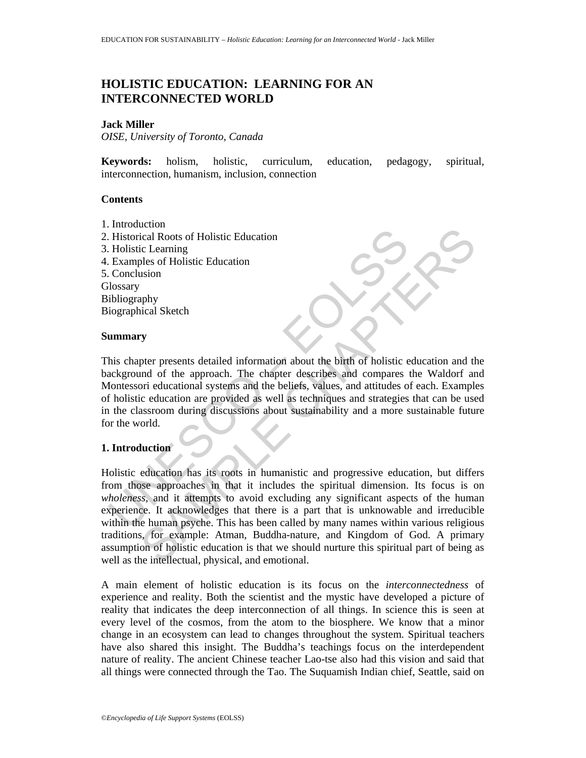# HOLISTIC EDUCATION: LEARNING FOR AN INTERCONNECTED WORLD

**Jack Miller**
*OISE, University of Toronto, Canada*

**Keywords:** holism, holistic, curriculum, education, pedagogy, spiritual, interconnection, humanism, inclusion, connection

## Contents

1. Introduction
2. Historical Roots of Holistic Education
3. Holistic Learning
4. Examples of Holistic Education
5. Conclusion

Glossary
Bibliography
Biographical Sketch

## Summary

This chapter presents detailed information about the birth of holistic education and the background of the approach. The chapter describes and compares the Waldorf and Montessori educational systems and the beliefs, values, and attitudes of each. Examples of holistic education are provided as well as techniques and strategies that can be used in the classroom during discussions about sustainability and a more sustainable future for the world.

## 1. Introduction

Holistic education has its roots in humanistic and progressive education, but differs from those approaches in that it includes the spiritual dimension. Its focus is on *wholeness*, and it attempts to avoid excluding any significant aspects of the human experience. It acknowledges that there is a part that is unknowable and irreducible within the human psyche. This has been called by many names within various religious traditions, for example: Atman, Buddha-nature, and Kingdom of God. A primary assumption of holistic education is that we should nurture this spiritual part of being as well as the intellectual, physical, and emotional.

A main element of holistic education is its focus on the *interconnectedness* of experience and reality. Both the scientist and the mystic have developed a picture of reality that indicates the deep interconnection of all things. In science this is seen at every level of the cosmos, from the atom to the biosphere. We know that a minor change in an ecosystem can lead to changes throughout the system. Spiritual teachers have also shared this insight. The Buddha's teachings focus on the interdependent nature of reality. The ancient Chinese teacher Lao-tse also had this vision and said that all things were connected through the Tao. The Suquamish Indian chief, Seattle, said on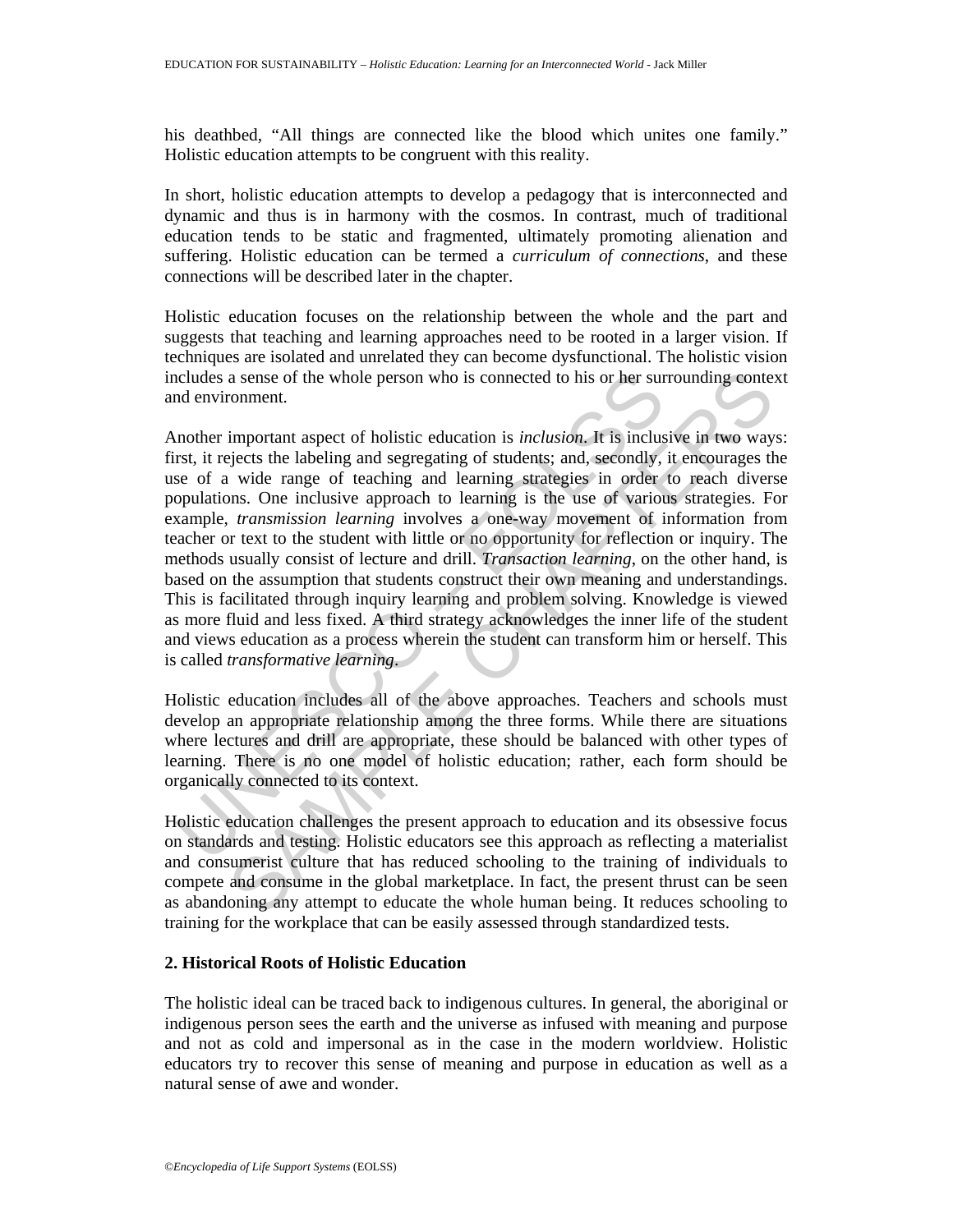his deathbed, "All things are connected like the blood which unites one family." Holistic education attempts to be congruent with this reality.

In short, holistic education attempts to develop a pedagogy that is interconnected and dynamic and thus is in harmony with the cosmos. In contrast, much of traditional education tends to be static and fragmented, ultimately promoting alienation and suffering. Holistic education can be termed a *curriculum of connections*, and these connections will be described later in the chapter.

Holistic education focuses on the relationship between the whole and the part and suggests that teaching and learning approaches need to be rooted in a larger vision. If techniques are isolated and unrelated they can become dysfunctional. The holistic vision includes a sense of the whole person who is connected to his or her surrounding context and environment.

Another important aspect of holistic education is *inclusion*. It is inclusive in two ways: first, it rejects the labeling and segregating of students; and, secondly, it encourages the use of a wide range of teaching and learning strategies in order to reach diverse populations. One inclusive approach to learning is the use of various strategies. For example, *transmission learning* involves a one-way movement of information from teacher or text to the student with little or no opportunity for reflection or inquiry. The methods usually consist of lecture and drill. *Transaction learning*, on the other hand, is based on the assumption that students construct their own meaning and understandings. This is facilitated through inquiry learning and problem solving. Knowledge is viewed as more fluid and less fixed. A third strategy acknowledges the inner life of the student and views education as a process wherein the student can transform him or herself. This is called *transformative learning*.

Holistic education includes all of the above approaches. Teachers and schools must develop an appropriate relationship among the three forms. While there are situations where lectures and drill are appropriate, these should be balanced with other types of learning. There is no one model of holistic education; rather, each form should be organically connected to its context.

Holistic education challenges the present approach to education and its obsessive focus on standards and testing. Holistic educators see this approach as reflecting a materialist and consumerist culture that has reduced schooling to the training of individuals to compete and consume in the global marketplace. In fact, the present thrust can be seen as abandoning any attempt to educate the whole human being. It reduces schooling to training for the workplace that can be easily assessed through standardized tests.

## 2. Historical Roots of Holistic Education

The holistic ideal can be traced back to indigenous cultures. In general, the aboriginal or indigenous person sees the earth and the universe as infused with meaning and purpose and not as cold and impersonal as in the case in the modern worldview. Holistic educators try to recover this sense of meaning and purpose in education as well as a natural sense of awe and wonder.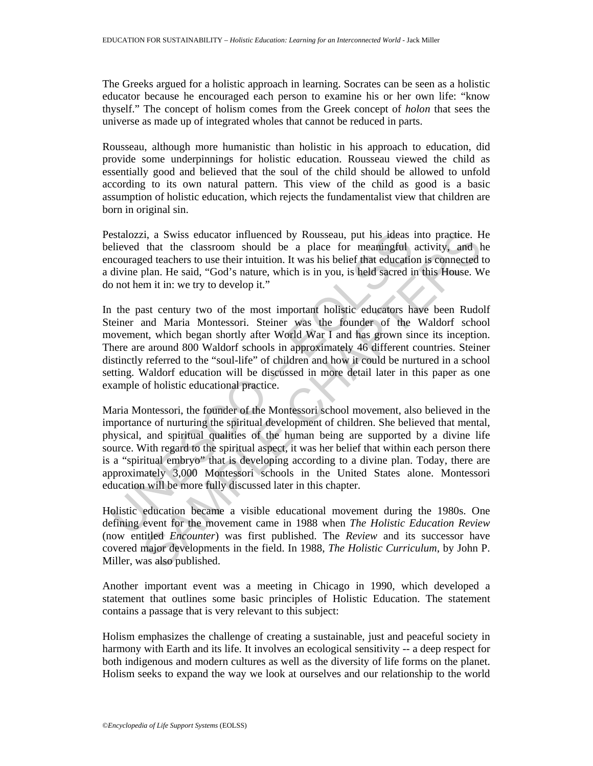The Greeks argued for a holistic approach in learning. Socrates can be seen as a holistic educator because he encouraged each person to examine his or her own life: "know thyself." The concept of holism comes from the Greek concept of *holon* that sees the universe as made up of integrated wholes that cannot be reduced in parts.

Rousseau, although more humanistic than holistic in his approach to education, did provide some underpinnings for holistic education. Rousseau viewed the child as essentially good and believed that the soul of the child should be allowed to unfold according to its own natural pattern. This view of the child as good is a basic assumption of holistic education, which rejects the fundamentalist view that children are born in original sin.

Pestalozzi, a Swiss educator influenced by Rousseau, put his ideas into practice. He believed that the classroom should be a place for meaningful activity, and he encouraged teachers to use their intuition. It was his belief that education is connected to a divine plan. He said, "God's nature, which is in you, is held sacred in this House. We do not hem it in: we try to develop it."

In the past century two of the most important holistic educators have been Rudolf Steiner and Maria Montessori. Steiner was the founder of the Waldorf school movement, which began shortly after World War I and has grown since its inception. There are around 800 Waldorf schools in approximately 46 different countries. Steiner distinctly referred to the "soul-life" of children and how it could be nurtured in a school setting. Waldorf education will be discussed in more detail later in this paper as one example of holistic educational practice.

Maria Montessori, the founder of the Montessori school movement, also believed in the importance of nurturing the spiritual development of children. She believed that mental, physical, and spiritual qualities of the human being are supported by a divine life source. With regard to the spiritual aspect, it was her belief that within each person there is a "spiritual embryo" that is developing according to a divine plan. Today, there are approximately 3,000 Montessori schools in the United States alone. Montessori education will be more fully discussed later in this chapter.

Holistic education became a visible educational movement during the 1980s. One defining event for the movement came in 1988 when *The Holistic Education Review* (now entitled *Encounter*) was first published. The *Review* and its successor have covered major developments in the field. In 1988, *The Holistic Curriculum*, by John P. Miller, was also published.

Another important event was a meeting in Chicago in 1990, which developed a statement that outlines some basic principles of Holistic Education. The statement contains a passage that is very relevant to this subject:

Holism emphasizes the challenge of creating a sustainable, just and peaceful society in harmony with Earth and its life. It involves an ecological sensitivity -- a deep respect for both indigenous and modern cultures as well as the diversity of life forms on the planet. Holism seeks to expand the way we look at ourselves and our relationship to the world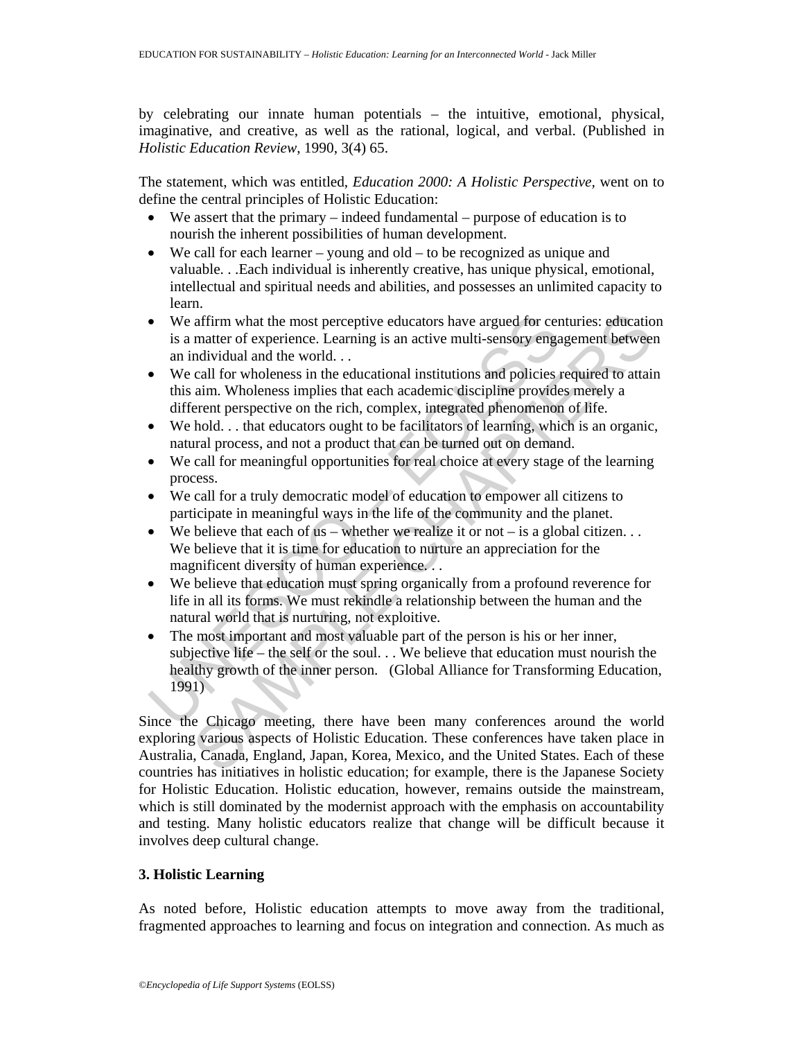by celebrating our innate human potentials – the intuitive, emotional, physical, imaginative, and creative, as well as the rational, logical, and verbal. (Published in *Holistic Education Review*, 1990, 3(4) 65.

The statement, which was entitled, *Education 2000: A Holistic Perspective*, went on to define the central principles of Holistic Education:

- We assert that the primary – indeed fundamental – purpose of education is to nourish the inherent possibilities of human development.
- We call for each learner – young and old – to be recognized as unique and valuable. . .Each individual is inherently creative, has unique physical, emotional, intellectual and spiritual needs and abilities, and possesses an unlimited capacity to learn.
- We affirm what the most perceptive educators have argued for centuries: education is a matter of experience. Learning is an active multi-sensory engagement between an individual and the world. . .
- We call for wholeness in the educational institutions and policies required to attain this aim. Wholeness implies that each academic discipline provides merely a different perspective on the rich, complex, integrated phenomenon of life.
- We hold. . . that educators ought to be facilitators of learning, which is an organic, natural process, and not a product that can be turned out on demand.
- We call for meaningful opportunities for real choice at every stage of the learning process.
- We call for a truly democratic model of education to empower all citizens to participate in meaningful ways in the life of the community and the planet.
- We believe that each of us – whether we realize it or not – is a global citizen. . . We believe that it is time for education to nurture an appreciation for the magnificent diversity of human experience. . .
- We believe that education must spring organically from a profound reverence for life in all its forms. We must rekindle a relationship between the human and the natural world that is nurturing, not exploitive.
- The most important and most valuable part of the person is his or her inner, subjective life – the self or the soul. . . We believe that education must nourish the healthy growth of the inner person. (Global Alliance for Transforming Education, 1991)

Since the Chicago meeting, there have been many conferences around the world exploring various aspects of Holistic Education. These conferences have taken place in Australia, Canada, England, Japan, Korea, Mexico, and the United States. Each of these countries has initiatives in holistic education; for example, there is the Japanese Society for Holistic Education. Holistic education, however, remains outside the mainstream, which is still dominated by the modernist approach with the emphasis on accountability and testing. Many holistic educators realize that change will be difficult because it involves deep cultural change.

### 3. Holistic Learning

As noted before, Holistic education attempts to move away from the traditional, fragmented approaches to learning and focus on integration and connection. As much as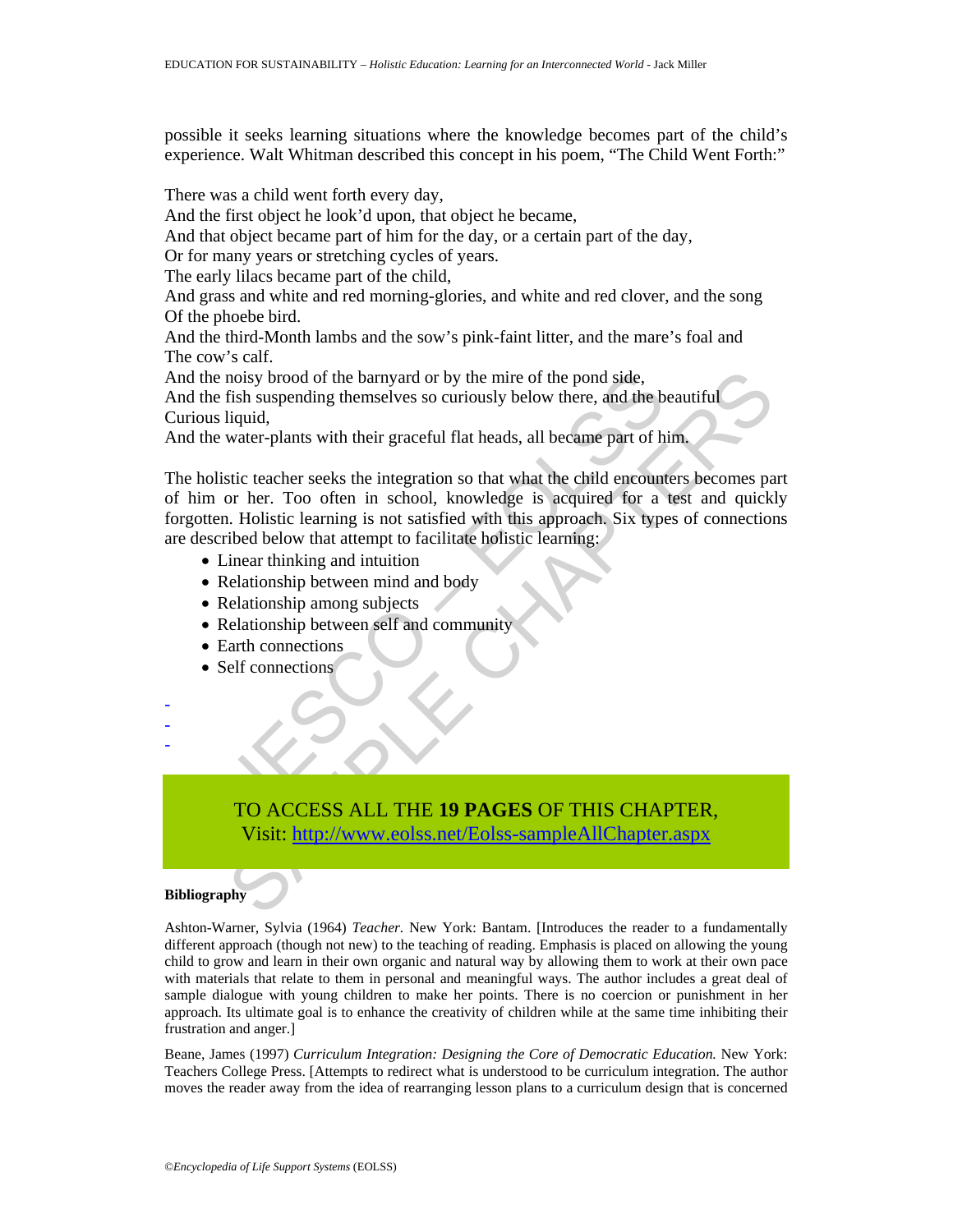possible it seeks learning situations where the knowledge becomes part of the child's experience. Walt Whitman described this concept in his poem, "The Child Went Forth:"

There was a child went forth every day,
And the first object he look'd upon, that object he became,
And that object became part of him for the day, or a certain part of the day,
Or for many years or stretching cycles of years.
The early lilacs became part of the child,
And grass and white and red morning-glories, and white and red clover, and the song
Of the phoebe bird.
And the third-Month lambs and the sow's pink-faint litter, and the mare's foal and
The cow's calf.
And the noisy brood of the barnyard or by the mire of the pond side,
And the fish suspending themselves so curiously below there, and the beautiful
Curious liquid,
And the water-plants with their graceful flat heads, all became part of him.

The holistic teacher seeks the integration so that what the child encounters becomes part of him or her. Too often in school, knowledge is acquired for a test and quickly forgotten. Holistic learning is not satisfied with this approach. Six types of connections are described below that attempt to facilitate holistic learning:

- Linear thinking and intuition
- Relationship between mind and body
- Relationship among subjects
- Relationship between self and community
- Earth connections
- Self connections

-
-
-

TO ACCESS ALL THE **19 PAGES** OF THIS CHAPTER,
Visit: http://www.eolss.net/Eolss-sampleAllChapter.aspx

**Bibliography**

Ashton-Warner, Sylvia (1964) *Teacher.* New York: Bantam. [Introduces the reader to a fundamentally different approach (though not new) to the teaching of reading. Emphasis is placed on allowing the young child to grow and learn in their own organic and natural way by allowing them to work at their own pace with materials that relate to them in personal and meaningful ways. The author includes a great deal of sample dialogue with young children to make her points. There is no coercion or punishment in her approach. Its ultimate goal is to enhance the creativity of children while at the same time inhibiting their frustration and anger.]

Beane, James (1997) *Curriculum Integration: Designing the Core of Democratic Education.* New York: Teachers College Press. [Attempts to redirect what is understood to be curriculum integration. The author moves the reader away from the idea of rearranging lesson plans to a curriculum design that is concerned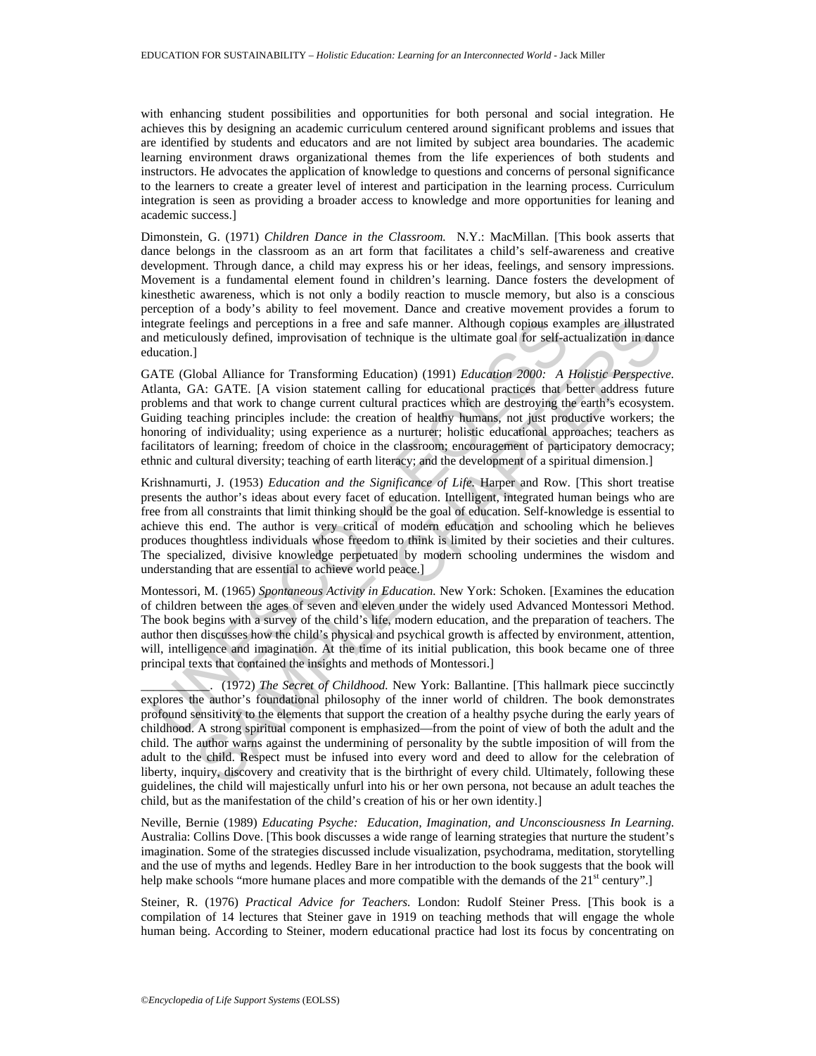with enhancing student possibilities and opportunities for both personal and social integration. He achieves this by designing an academic curriculum centered around significant problems and issues that are identified by students and educators and are not limited by subject area boundaries. The academic learning environment draws organizational themes from the life experiences of both students and instructors. He advocates the application of knowledge to questions and concerns of personal significance to the learners to create a greater level of interest and participation in the learning process. Curriculum integration is seen as providing a broader access to knowledge and more opportunities for leaning and academic success.]

Dimonstein, G. (1971) *Children Dance in the Classroom.* N.Y.: MacMillan. [This book asserts that dance belongs in the classroom as an art form that facilitates a child's self-awareness and creative development. Through dance, a child may express his or her ideas, feelings, and sensory impressions. Movement is a fundamental element found in children's learning. Dance fosters the development of kinesthetic awareness, which is not only a bodily reaction to muscle memory, but also is a conscious perception of a body's ability to feel movement. Dance and creative movement provides a forum to integrate feelings and perceptions in a free and safe manner. Although copious examples are illustrated and meticulously defined, improvisation of technique is the ultimate goal for self-actualization in dance education.]

GATE (Global Alliance for Transforming Education) (1991) *Education 2000: A Holistic Perspective.* Atlanta, GA: GATE. [A vision statement calling for educational practices that better address future problems and that work to change current cultural practices which are destroying the earth's ecosystem. Guiding teaching principles include: the creation of healthy humans, not just productive workers; the honoring of individuality; using experience as a nurturer; holistic educational approaches; teachers as facilitators of learning; freedom of choice in the classroom; encouragement of participatory democracy; ethnic and cultural diversity; teaching of earth literacy; and the development of a spiritual dimension.]

Krishnamurti, J. (1953) *Education and the Significance of Life.* Harper and Row. [This short treatise presents the author's ideas about every facet of education. Intelligent, integrated human beings who are free from all constraints that limit thinking should be the goal of education. Self-knowledge is essential to achieve this end. The author is very critical of modern education and schooling which he believes produces thoughtless individuals whose freedom to think is limited by their societies and their cultures. The specialized, divisive knowledge perpetuated by modern schooling undermines the wisdom and understanding that are essential to achieve world peace.]

Montessori, M. (1965) *Spontaneous Activity in Education.* New York: Schoken. [Examines the education of children between the ages of seven and eleven under the widely used Advanced Montessori Method. The book begins with a survey of the child's life, modern education, and the preparation of teachers. The author then discusses how the child's physical and psychical growth is affected by environment, attention, will, intelligence and imagination. At the time of its initial publication, this book became one of three principal texts that contained the insights and methods of Montessori.]

__________. (1972) *The Secret of Childhood.* New York: Ballantine. [This hallmark piece succinctly explores the author's foundational philosophy of the inner world of children. The book demonstrates profound sensitivity to the elements that support the creation of a healthy psyche during the early years of childhood. A strong spiritual component is emphasized—from the point of view of both the adult and the child. The author warns against the undermining of personality by the subtle imposition of will from the adult to the child. Respect must be infused into every word and deed to allow for the celebration of liberty, inquiry, discovery and creativity that is the birthright of every child. Ultimately, following these guidelines, the child will majestically unfurl into his or her own persona, not because an adult teaches the child, but as the manifestation of the child's creation of his or her own identity.]

Neville, Bernie (1989) *Educating Psyche: Education, Imagination, and Unconsciousness In Learning.* Australia: Collins Dove. [This book discusses a wide range of learning strategies that nurture the student's imagination. Some of the strategies discussed include visualization, psychodrama, meditation, storytelling and the use of myths and legends. Hedley Bare in her introduction to the book suggests that the book will help make schools "more humane places and more compatible with the demands of the 21st century".]

Steiner, R. (1976) *Practical Advice for Teachers.* London: Rudolf Steiner Press. [This book is a compilation of 14 lectures that Steiner gave in 1919 on teaching methods that will engage the whole human being. According to Steiner, modern educational practice had lost its focus by concentrating on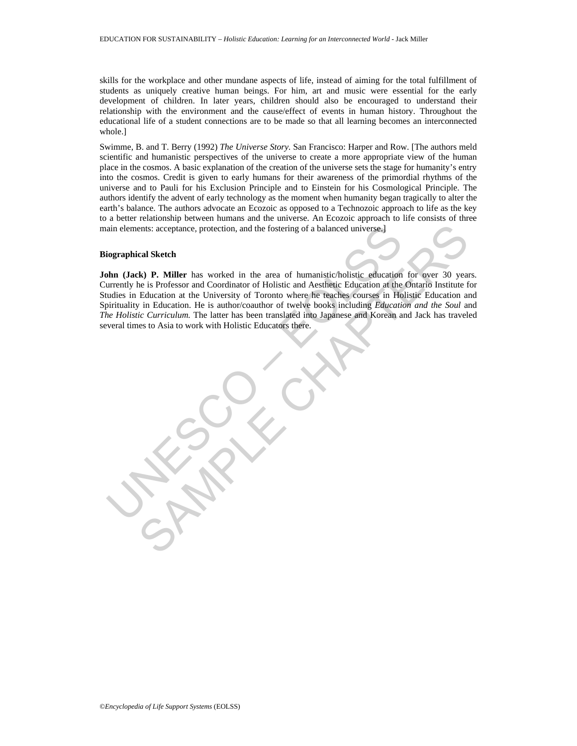skills for the workplace and other mundane aspects of life, instead of aiming for the total fulfillment of students as uniquely creative human beings. For him, art and music were essential for the early development of children. In later years, children should also be encouraged to understand their relationship with the environment and the cause/effect of events in human history. Throughout the educational life of a student connections are to be made so that all learning becomes an interconnected whole.]

Swimme, B. and T. Berry (1992) *The Universe Story*. San Francisco: Harper and Row. [The authors meld scientific and humanistic perspectives of the universe to create a more appropriate view of the human place in the cosmos. A basic explanation of the creation of the universe sets the stage for humanity's entry into the cosmos. Credit is given to early humans for their awareness of the primordial rhythms of the universe and to Pauli for his Exclusion Principle and to Einstein for his Cosmological Principle. The authors identify the advent of early technology as the moment when humanity began tragically to alter the earth's balance. The authors advocate an Ecozoic as opposed to a Technozoic approach to life as the key to a better relationship between humans and the universe. An Ecozoic approach to life consists of three main elements: acceptance, protection, and the fostering of a balanced universe.]

**Biographical Sketch**

**John (Jack) P. Miller** has worked in the area of humanistic/holistic education for over 30 years. Currently he is Professor and Coordinator of Holistic and Aesthetic Education at the Ontario Institute for Studies in Education at the University of Toronto where he teaches courses in Holistic Education and Spirituality in Education. He is author/coauthor of twelve books including *Education and the Soul* and *The Holistic Curriculum.* The latter has been translated into Japanese and Korean and Jack has traveled several times to Asia to work with Holistic Educators there.